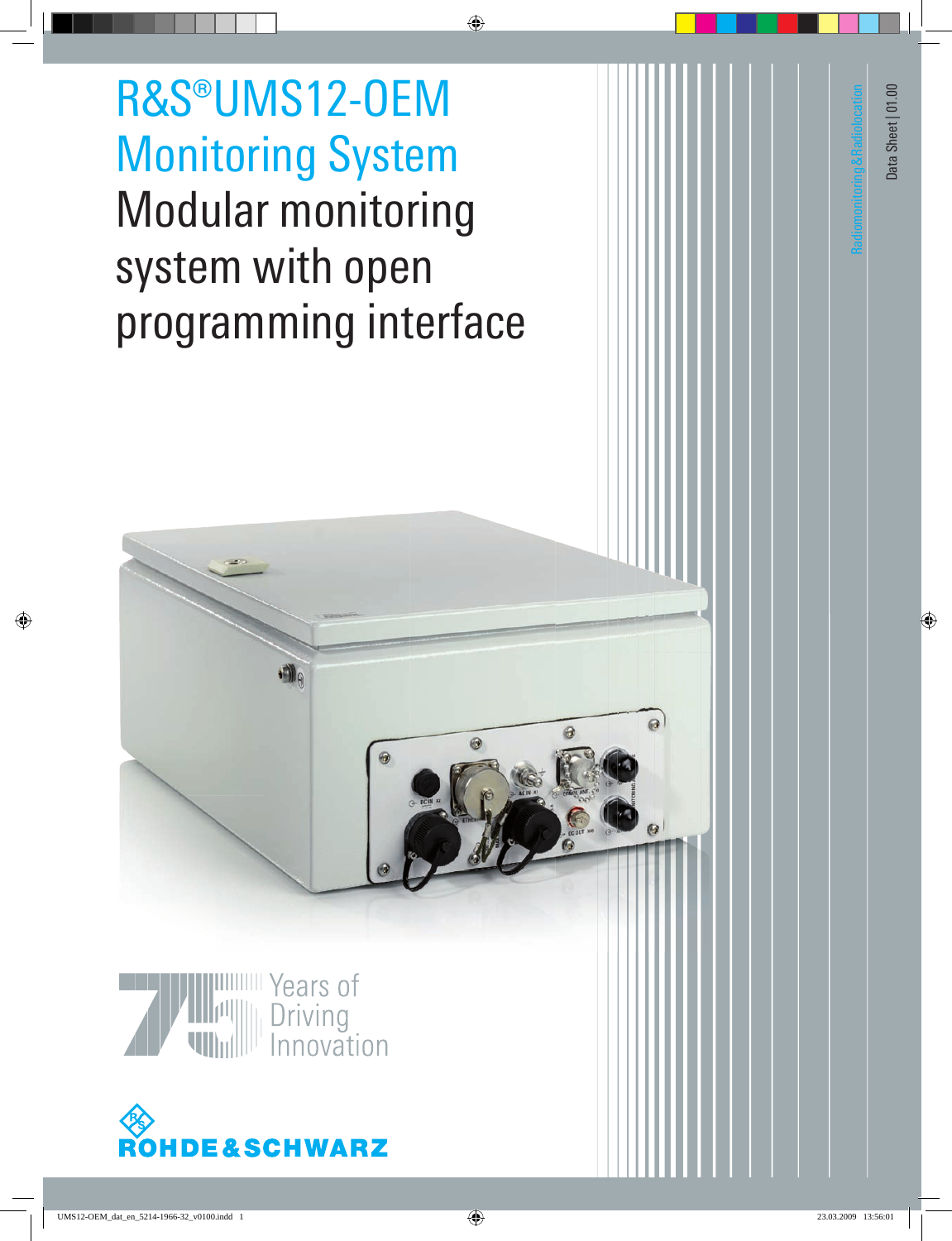# R&S®UMS12-OEM Monitoring System

## Modular monitoring system with open programming interface

Radiomonitoring & Radiolocation

Data Sheet | 01.00

Years of Driving Innovation

ROHDE&SCHWARZ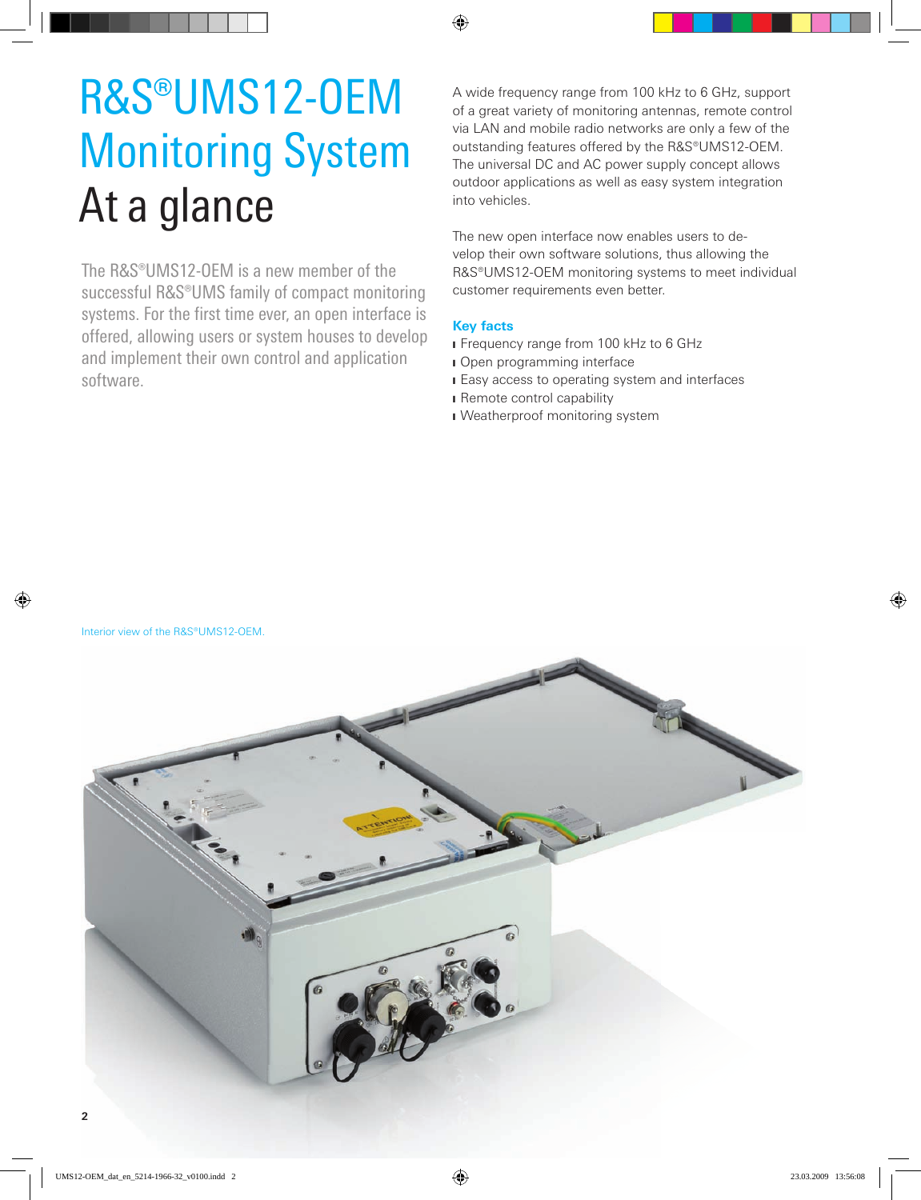# R&S®UMS12-OEM Monitoring System At a glance

The R&S®UMS12-OEM is a new member of the successful R&S®UMS family of compact monitoring systems. For the first time ever, an open interface is offered, allowing users or system houses to develop and implement their own control and application software.

A wide frequency range from 100 kHz to 6 GHz, support of a great variety of monitoring antennas, remote control via LAN and mobile radio networks are only a few of the outstanding features offered by the R&S®UMS12-OEM. The universal DC and AC power supply concept allows outdoor applications as well as easy system integration into vehicles.

The new open interface now enables users to develop their own software solutions, thus allowing the R&S®UMS12-OEM monitoring systems to meet individual customer requirements even better.

**Key facts**

- Frequency range from 100 kHz to 6 GHz
- Open programming interface
- Easy access to operating system and interfaces
- Remote control capability
- Weatherproof monitoring system

Interior view of the R&S®UMS12-OEM.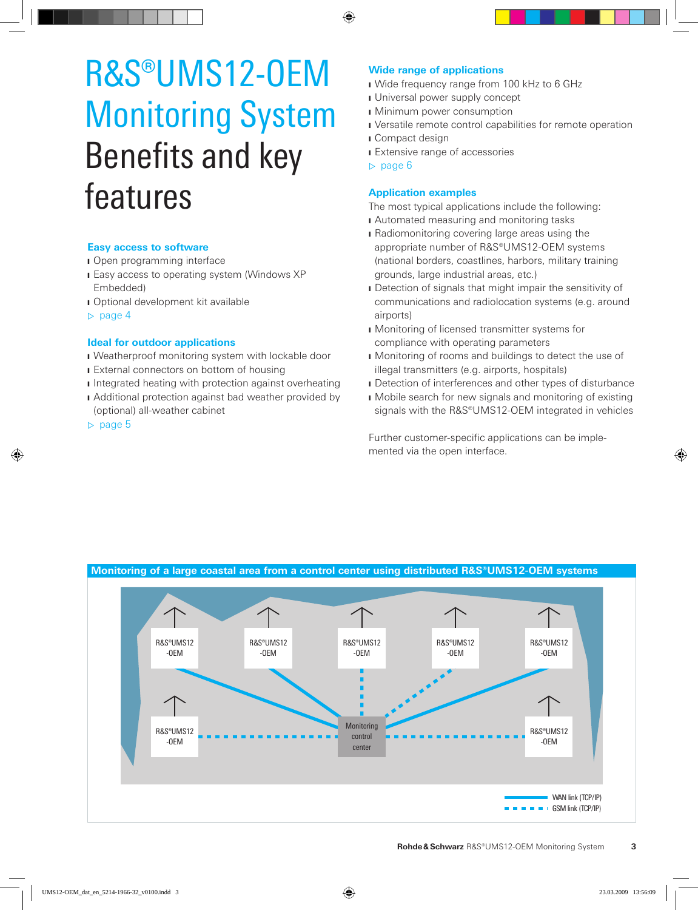# R&S®UMS12-OEM Monitoring System Benefits and key features

### Easy access to software

- Open programming interface
- Easy access to operating system (Windows XP Embedded)
- Optional development kit available

▷ page 4

### Ideal for outdoor applications

- Weatherproof monitoring system with lockable door
- External connectors on bottom of housing
- Integrated heating with protection against overheating
- Additional protection against bad weather provided by (optional) all-weather cabinet

▷ page 5

### Wide range of applications

- Wide frequency range from 100 kHz to 6 GHz
- Universal power supply concept
- Minimum power consumption
- Versatile remote control capabilities for remote operation
- Compact design
- Extensive range of accessories

▷ page 6

### Application examples

The most typical applications include the following:

- Automated measuring and monitoring tasks
- Radiomonitoring covering large areas using the appropriate number of R&S®UMS12-OEM systems (national borders, coastlines, harbors, military training grounds, large industrial areas, etc.)
- Detection of signals that might impair the sensitivity of communications and radiolocation systems (e.g. around airports)
- Monitoring of licensed transmitter systems for compliance with operating parameters
- Monitoring of rooms and buildings to detect the use of illegal transmitters (e.g. airports, hospitals)
- Detection of interferences and other types of disturbance
- Mobile search for new signals and monitoring of existing signals with the R&S®UMS12-OEM integrated in vehicles

Further customer-specific applications can be implemented via the open interface.

**Monitoring of a large coastal area from a control center using distributed R&S®UMS12-OEM systems**

R&S®UMS12-OEM | R&S®UMS12-OEM | R&S®UMS12-OEM | R&S®UMS12-OEM | R&S®UMS12-OEM | R&S®UMS12-OEM | R&S®UMS12-OEM | Monitoring control center

WAN link (TCP/IP)
GSM link (TCP/IP)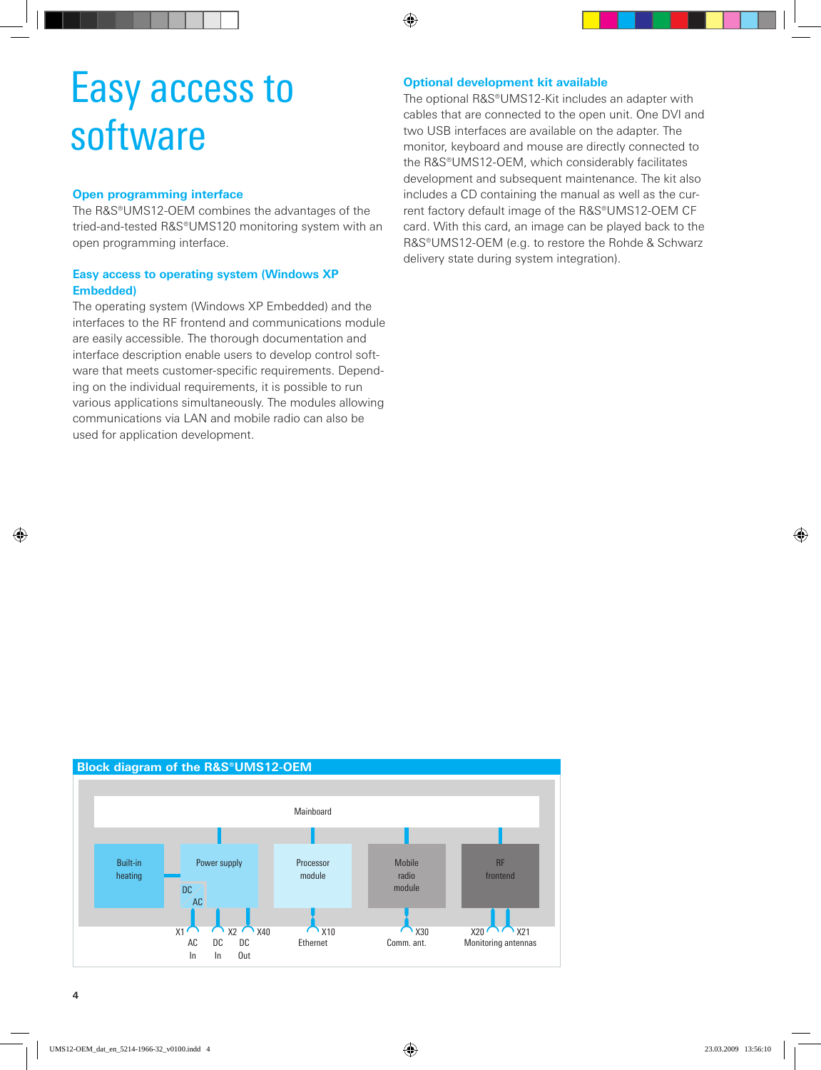# Easy access to software

## Open programming interface

The R&S®UMS12-OEM combines the advantages of the tried-and-tested R&S®UMS120 monitoring system with an open programming interface.

## Easy access to operating system (Windows XP Embedded)

The operating system (Windows XP Embedded) and the interfaces to the RF frontend and communications module are easily accessible. The thorough documentation and interface description enable users to develop control software that meets customer-specific requirements. Depending on the individual requirements, it is possible to run various applications simultaneously. The modules allowing communications via LAN and mobile radio can also be used for application development.

## Optional development kit available

The optional R&S®UMS12-Kit includes an adapter with cables that are connected to the open unit. One DVI and two USB interfaces are available on the adapter. The monitor, keyboard and mouse are directly connected to the R&S®UMS12-OEM, which considerably facilitates development and subsequent maintenance. The kit also includes a CD containing the manual as well as the current factory default image of the R&S®UMS12-OEM CF card. With this card, an image can be played back to the R&S®UMS12-OEM (e.g. to restore the Rohde & Schwarz delivery state during system integration).

**Block diagram of the R&S®UMS12-OEM**

Mainboard

Built-in heating | Power supply (DC / AC) | Processor module | Mobile radio module | RF frontend

X1 AC In | X2 DC In | X40 DC Out | X10 Ethernet | X30 Comm. ant. | X20, X21 Monitoring antennas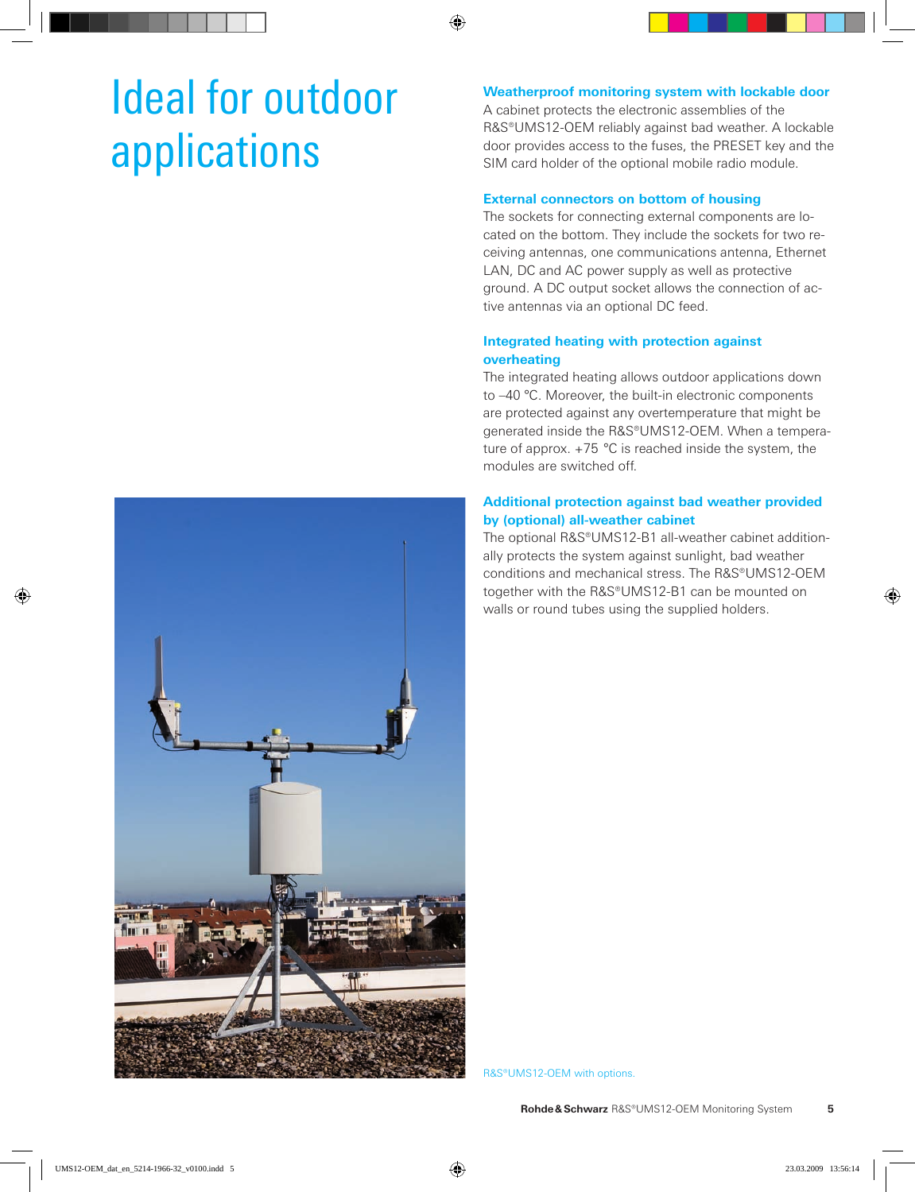# Ideal for outdoor applications

### Weatherproof monitoring system with lockable door

A cabinet protects the electronic assemblies of the R&S®UMS12-OEM reliably against bad weather. A lockable door provides access to the fuses, the PRESET key and the SIM card holder of the optional mobile radio module.

### External connectors on bottom of housing

The sockets for connecting external components are located on the bottom. They include the sockets for two receiving antennas, one communications antenna, Ethernet LAN, DC and AC power supply as well as protective ground. A DC output socket allows the connection of active antennas via an optional DC feed.

### Integrated heating with protection against overheating

The integrated heating allows outdoor applications down to –40 °C. Moreover, the built-in electronic components are protected against any overtemperature that might be generated inside the R&S®UMS12-OEM. When a temperature of approx. +75 °C is reached inside the system, the modules are switched off.

### Additional protection against bad weather provided by (optional) all-weather cabinet

The optional R&S®UMS12-B1 all-weather cabinet additionally protects the system against sunlight, bad weather conditions and mechanical stress. The R&S®UMS12-OEM together with the R&S®UMS12-B1 can be mounted on walls or round tubes using the supplied holders.

R&S®UMS12-OEM with options.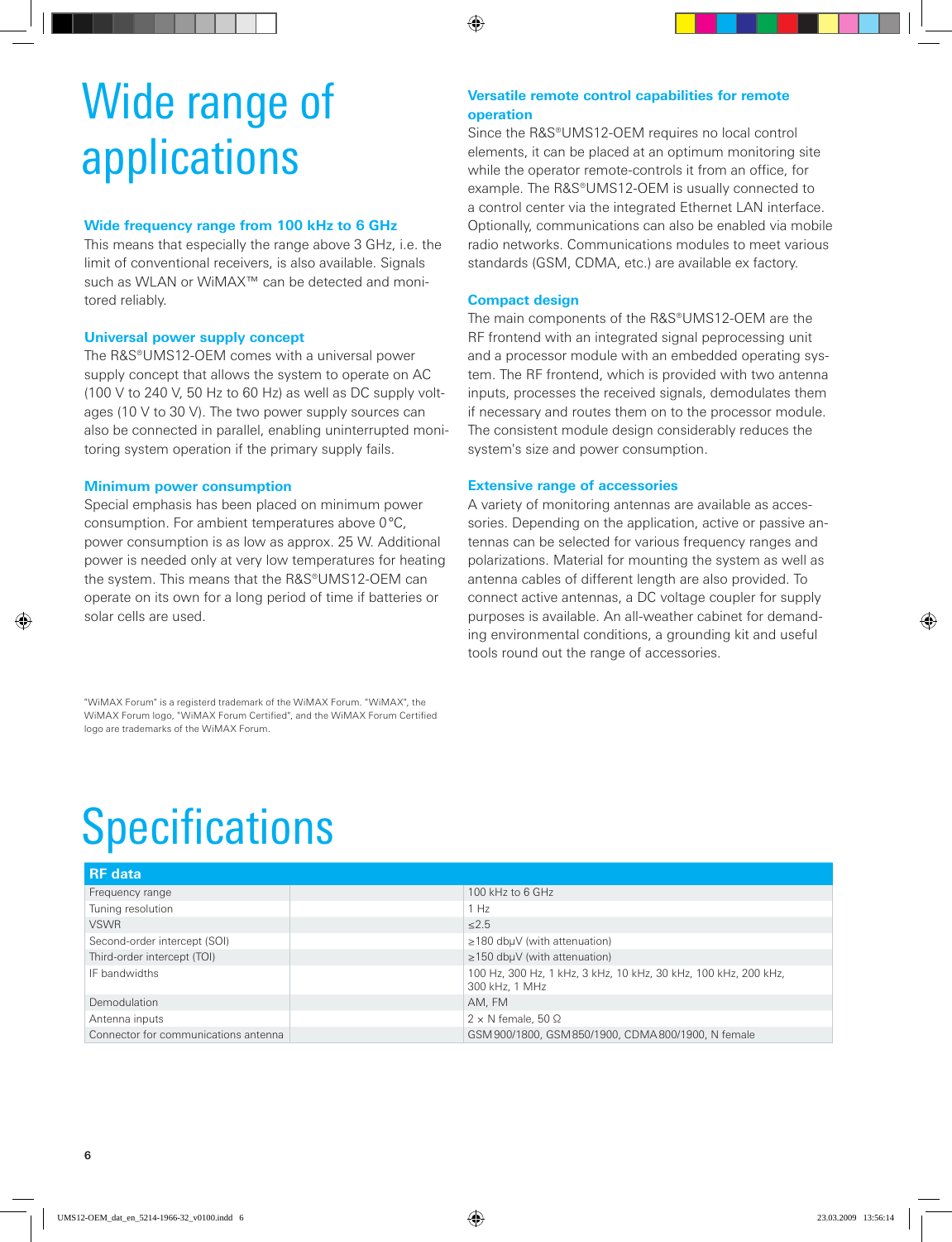# Wide range of applications

### Wide frequency range from 100 kHz to 6 GHz

This means that especially the range above 3 GHz, i.e. the limit of conventional receivers, is also available. Signals such as WLAN or WiMAX™ can be detected and monitored reliably.

### Universal power supply concept

The R&S®UMS12-OEM comes with a universal power supply concept that allows the system to operate on AC (100 V to 240 V, 50 Hz to 60 Hz) as well as DC supply voltages (10 V to 30 V). The two power supply sources can also be connected in parallel, enabling uninterrupted monitoring system operation if the primary supply fails.

### Minimum power consumption

Special emphasis has been placed on minimum power consumption. For ambient temperatures above 0 °C, power consumption is as low as approx. 25 W. Additional power is needed only at very low temperatures for heating the system. This means that the R&S®UMS12-OEM can operate on its own for a long period of time if batteries or solar cells are used.

### Versatile remote control capabilities for remote operation

Since the R&S®UMS12-OEM requires no local control elements, it can be placed at an optimum monitoring site while the operator remote-controls it from an office, for example. The R&S®UMS12-OEM is usually connected to a control center via the integrated Ethernet LAN interface. Optionally, communications can also be enabled via mobile radio networks. Communications modules to meet various standards (GSM, CDMA, etc.) are available ex factory.

### Compact design

The main components of the R&S®UMS12-OEM are the RF frontend with an integrated signal peprocessing unit and a processor module with an embedded operating system. The RF frontend, which is provided with two antenna inputs, processes the received signals, demodulates them if necessary and routes them on to the processor module. The consistent module design considerably reduces the system's size and power consumption.

### Extensive range of accessories

A variety of monitoring antennas are available as accessories. Depending on the application, active or passive antennas can be selected for various frequency ranges and polarizations. Material for mounting the system as well as antenna cables of different length are also provided. To connect active antennas, a DC voltage coupler for supply purposes is available. An all-weather cabinet for demanding environmental conditions, a grounding kit and useful tools round out the range of accessories.

"WiMAX Forum" is a registerd trademark of the WiMAX Forum. "WiMAX", the WiMAX Forum logo, "WiMAX Forum Certified", and the WiMAX Forum Certified logo are trademarks of the WiMAX Forum.

# Specifications

| RF data | | |
|---|---|---|
| Frequency range | | 100 kHz to 6 GHz |
| Tuning resolution | | 1 Hz |
| VSWR | | ≤2.5 |
| Second-order intercept (SOI) | | ≥180 dbµV (with attenuation) |
| Third-order intercept (TOI) | | ≥150 dbµV (with attenuation) |
| IF bandwidths | | 100 Hz, 300 Hz, 1 kHz, 3 kHz, 10 kHz, 30 kHz, 100 kHz, 200 kHz, 300 kHz, 1 MHz |
| Demodulation | | AM, FM |
| Antenna inputs | | 2 × N female, 50 Ω |
| Connector for communications antenna | | GSM 900/1800, GSM 850/1900, CDMA 800/1900, N female |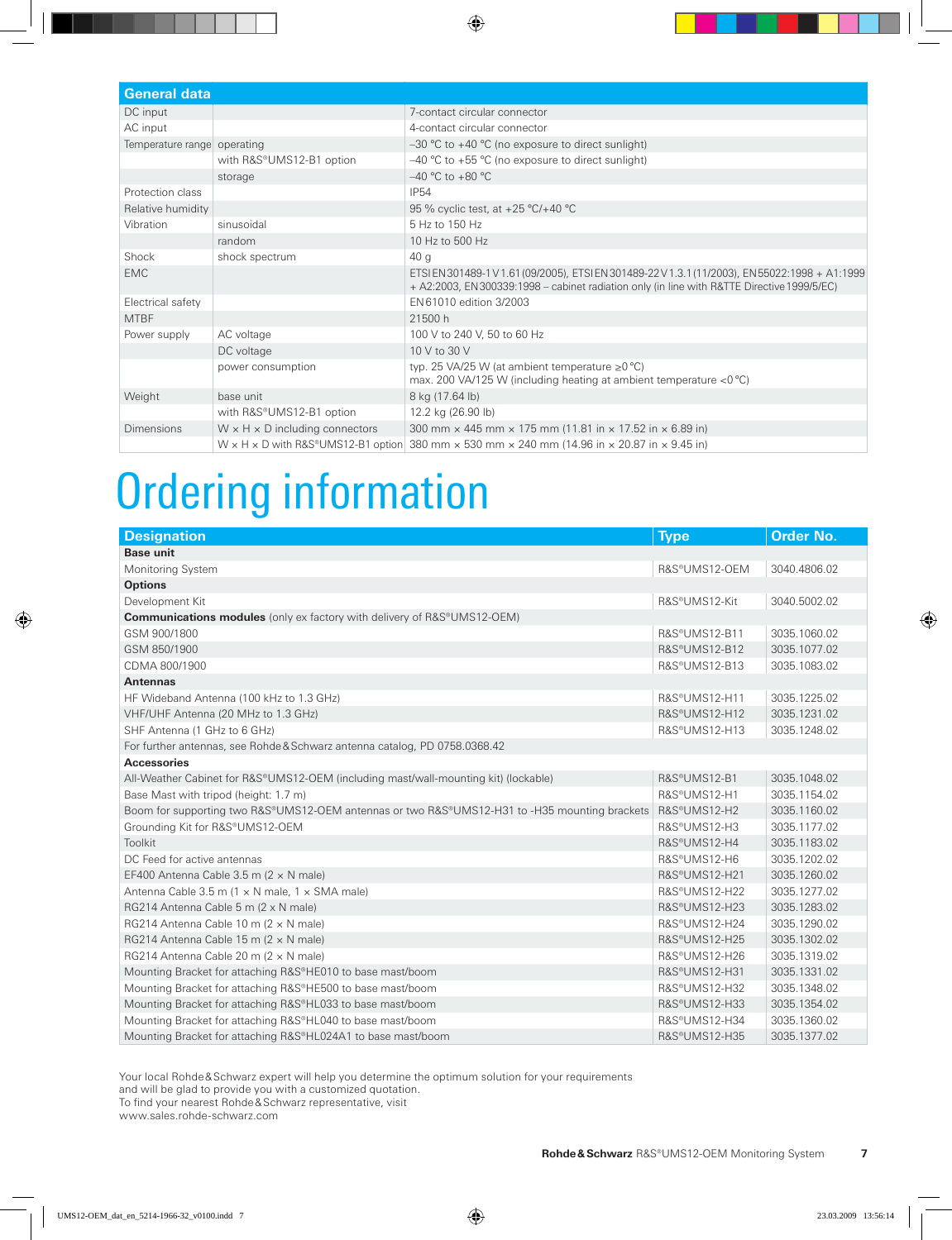| General data | | |
|---|---|---|
| DC input | | 7-contact circular connector |
| AC input | | 4-contact circular connector |
| Temperature range | operating | –30 °C to +40 °C (no exposure to direct sunlight) |
| | with R&S®UMS12-B1 option | –40 °C to +55 °C (no exposure to direct sunlight) |
| | storage | –40 °C to +80 °C |
| Protection class | | IP54 |
| Relative humidity | | 95 % cyclic test, at +25 °C/+40 °C |
| Vibration | sinusoidal | 5 Hz to 150 Hz |
| | random | 10 Hz to 500 Hz |
| Shock | shock spectrum | 40 g |
| EMC | | ETSI EN 301489-1 V 1.61 (09/2005), ETSI EN 301489-22 V 1.3.1 (11/2003), EN 55022:1998 + A1:1999 + A2:2003, EN 300339:1998 – cabinet radiation only (in line with R&TTE Directive 1999/5/EC) |
| Electrical safety | | EN 61010 edition 3/2003 |
| MTBF | | 21500 h |
| Power supply | AC voltage | 100 V to 240 V, 50 to 60 Hz |
| | DC voltage | 10 V to 30 V |
| | power consumption | typ. 25 VA/25 W (at ambient temperature ≥0 °C)<br>max. 200 VA/125 W (including heating at ambient temperature <0 °C) |
| Weight | base unit | 8 kg (17.64 lb) |
| | with R&S®UMS12-B1 option | 12.2 kg (26.90 lb) |
| Dimensions | W × H × D including connectors | 300 mm × 445 mm × 175 mm (11.81 in × 17.52 in × 6.89 in) |
| | W × H × D with R&S®UMS12-B1 option | 380 mm × 530 mm × 240 mm (14.96 in × 20.87 in × 9.45 in) |

# Ordering information

| Designation | Type | Order No. |
|---|---|---|
| **Base unit** | | |
| Monitoring System | R&S®UMS12-OEM | 3040.4806.02 |
| **Options** | | |
| Development Kit | R&S®UMS12-Kit | 3040.5002.02 |
| **Communications modules** (only ex factory with delivery of R&S®UMS12-OEM) | | |
| GSM 900/1800 | R&S®UMS12-B11 | 3035.1060.02 |
| GSM 850/1900 | R&S®UMS12-B12 | 3035.1077.02 |
| CDMA 800/1900 | R&S®UMS12-B13 | 3035.1083.02 |
| **Antennas** | | |
| HF Wideband Antenna (100 kHz to 1.3 GHz) | R&S®UMS12-H11 | 3035.1225.02 |
| VHF/UHF Antenna (20 MHz to 1.3 GHz) | R&S®UMS12-H12 | 3035.1231.02 |
| SHF Antenna (1 GHz to 6 GHz) | R&S®UMS12-H13 | 3035.1248.02 |
| For further antennas, see Rohde & Schwarz antenna catalog, PD 0758.0368.42 | | |
| **Accessories** | | |
| All-Weather Cabinet for R&S®UMS12-OEM (including mast/wall-mounting kit) (lockable) | R&S®UMS12-B1 | 3035.1048.02 |
| Base Mast with tripod (height: 1.7 m) | R&S®UMS12-H1 | 3035.1154.02 |
| Boom for supporting two R&S®UMS12-OEM antennas or two R&S®UMS12-H31 to -H35 mounting brackets | R&S®UMS12-H2 | 3035.1160.02 |
| Grounding Kit for R&S®UMS12-OEM | R&S®UMS12-H3 | 3035.1177.02 |
| Toolkit | R&S®UMS12-H4 | 3035.1183.02 |
| DC Feed for active antennas | R&S®UMS12-H6 | 3035.1202.02 |
| EF400 Antenna Cable 3.5 m (2 × N male) | R&S®UMS12-H21 | 3035.1260.02 |
| Antenna Cable 3.5 m (1 × N male, 1 × SMA male) | R&S®UMS12-H22 | 3035.1277.02 |
| RG214 Antenna Cable 5 m (2 x N male) | R&S®UMS12-H23 | 3035.1283.02 |
| RG214 Antenna Cable 10 m (2 × N male) | R&S®UMS12-H24 | 3035.1290.02 |
| RG214 Antenna Cable 15 m (2 × N male) | R&S®UMS12-H25 | 3035.1302.02 |
| RG214 Antenna Cable 20 m (2 × N male) | R&S®UMS12-H26 | 3035.1319.02 |
| Mounting Bracket for attaching R&S®HE010 to base mast/boom | R&S®UMS12-H31 | 3035.1331.02 |
| Mounting Bracket for attaching R&S®HE500 to base mast/boom | R&S®UMS12-H32 | 3035.1348.02 |
| Mounting Bracket for attaching R&S®HL033 to base mast/boom | R&S®UMS12-H33 | 3035.1354.02 |
| Mounting Bracket for attaching R&S®HL040 to base mast/boom | R&S®UMS12-H34 | 3035.1360.02 |
| Mounting Bracket for attaching R&S®HL024A1 to base mast/boom | R&S®UMS12-H35 | 3035.1377.02 |

Your local Rohde & Schwarz expert will help you determine the optimum solution for your requirements and will be glad to provide you with a customized quotation.
To find your nearest Rohde & Schwarz representative, visit
www.sales.rohde-schwarz.com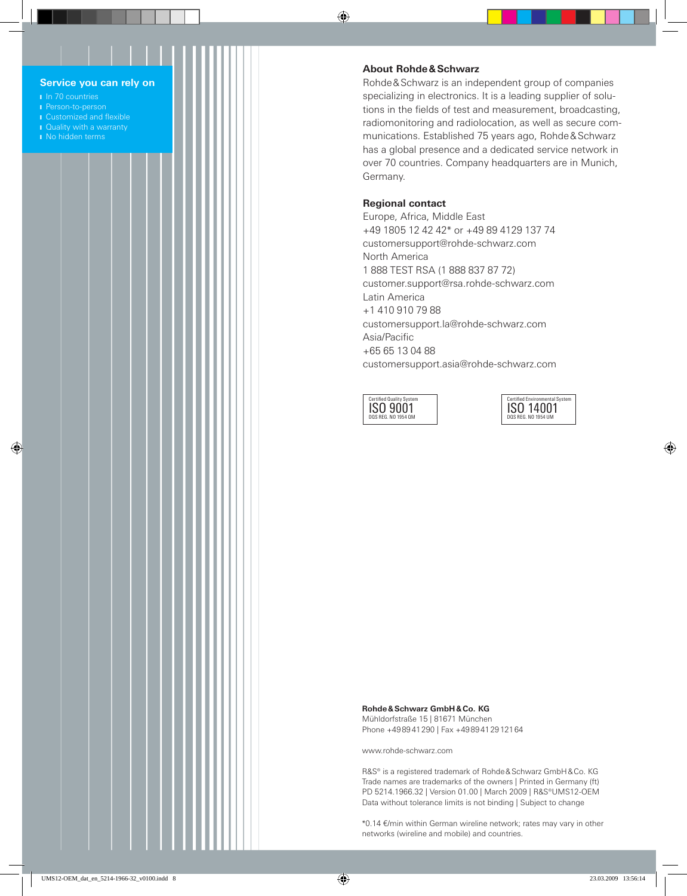## Service you can rely on

- In 70 countries
- Person-to-person
- Customized and flexible
- Quality with a warranty
- No hidden terms

## About Rohde&Schwarz

Rohde&Schwarz is an independent group of companies specializing in electronics. It is a leading supplier of solutions in the fields of test and measurement, broadcasting, radiomonitoring and radiolocation, as well as secure communications. Established 75 years ago, Rohde&Schwarz has a global presence and a dedicated service network in over 70 countries. Company headquarters are in Munich, Germany.

## Regional contact

Europe, Africa, Middle East
+49 1805 12 42 42* or +49 89 4129 137 74
customersupport@rohde-schwarz.com
North America
1 888 TEST RSA (1 888 837 87 72)
customer.support@rsa.rohde-schwarz.com
Latin America
+1 410 910 79 88
customersupport.la@rohde-schwarz.com
Asia/Pacific
+65 65 13 04 88
customersupport.asia@rohde-schwarz.com

Certified Quality System
ISO 9001
DQS REG. NO 1954 QM

Certified Environmental System
ISO 14001
DQS REG. NO 1954 UM

**Rohde&Schwarz GmbH&Co. KG**
Mühldorfstraße 15 | 81671 München
Phone +49 89 41 29 0 | Fax +49 89 41 29 121 64

www.rohde-schwarz.com

R&S® is a registered trademark of Rohde&Schwarz GmbH&Co. KG
Trade names are trademarks of the owners | Printed in Germany (ft)
PD 5214.1966.32 | Version 01.00 | March 2009 | R&S®UMS12-OEM
Data without tolerance limits is not binding | Subject to change

*0.14 €/min within German wireline network; rates may vary in other networks (wireline and mobile) and countries.